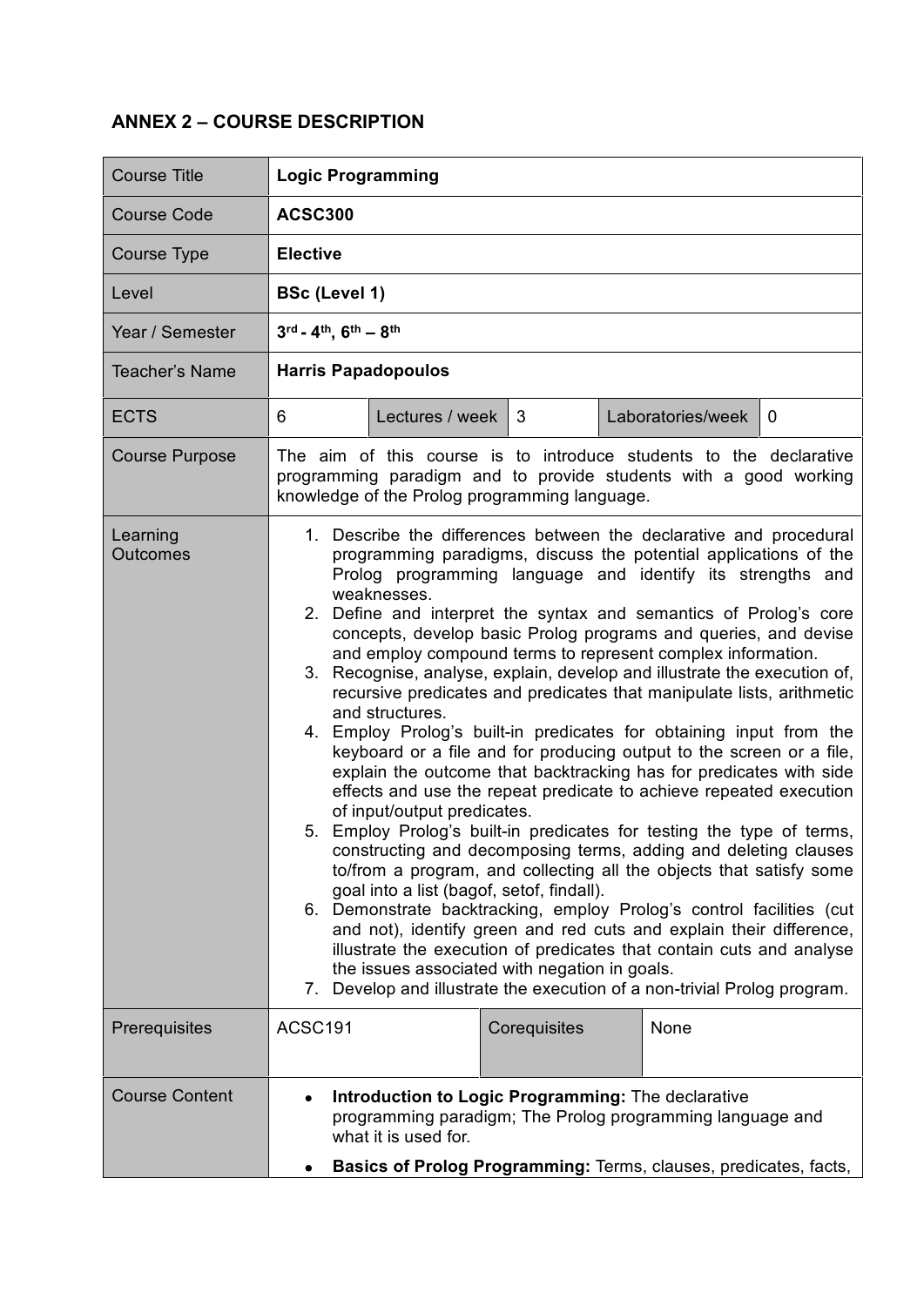## ANNEX 2 – COURSE DESCRIPTION

| Course Title | **Logic Programming** | | | | |
|---|---|---|---|---|---|
| Course Code | **ACSC300** | | | | |
| Course Type | **Elective** | | | | |
| Level | **BSc (Level 1)** | | | | |
| Year / Semester | **3rd - 4th, 6th – 8th** | | | | |
| Teacher's Name | **Harris Papadopoulos** | | | | |
| ECTS | 6 | Lectures / week | 3 | Laboratories/week | 0 |
| Course Purpose | The aim of this course is to introduce students to the declarative programming paradigm and to provide students with a good working knowledge of the Prolog programming language. | | | | |
| Learning Outcomes | 1. Describe the differences between the declarative and procedural programming paradigms, discuss the potential applications of the Prolog programming language and identify its strengths and weaknesses.<br>2. Define and interpret the syntax and semantics of Prolog's core concepts, develop basic Prolog programs and queries, and devise and employ compound terms to represent complex information.<br>3. Recognise, analyse, explain, develop and illustrate the execution of, recursive predicates and predicates that manipulate lists, arithmetic and structures.<br>4. Employ Prolog's built-in predicates for obtaining input from the keyboard or a file and for producing output to the screen or a file, explain the outcome that backtracking has for predicates with side effects and use the repeat predicate to achieve repeated execution of input/output predicates.<br>5. Employ Prolog's built-in predicates for testing the type of terms, constructing and decomposing terms, adding and deleting clauses to/from a program, and collecting all the objects that satisfy some goal into a list (bagof, setof, findall).<br>6. Demonstrate backtracking, employ Prolog's control facilities (cut and not), identify green and red cuts and explain their difference, illustrate the execution of predicates that contain cuts and analyse the issues associated with negation in goals.<br>7. Develop and illustrate the execution of a non-trivial Prolog program. | | | | |
| Prerequisites | ACSC191 | | Corequisites | None | |
| Course Content | • **Introduction to Logic Programming:** The declarative programming paradigm; The Prolog programming language and what it is used for.<br>• **Basics of Prolog Programming:** Terms, clauses, predicates, facts, | | | | |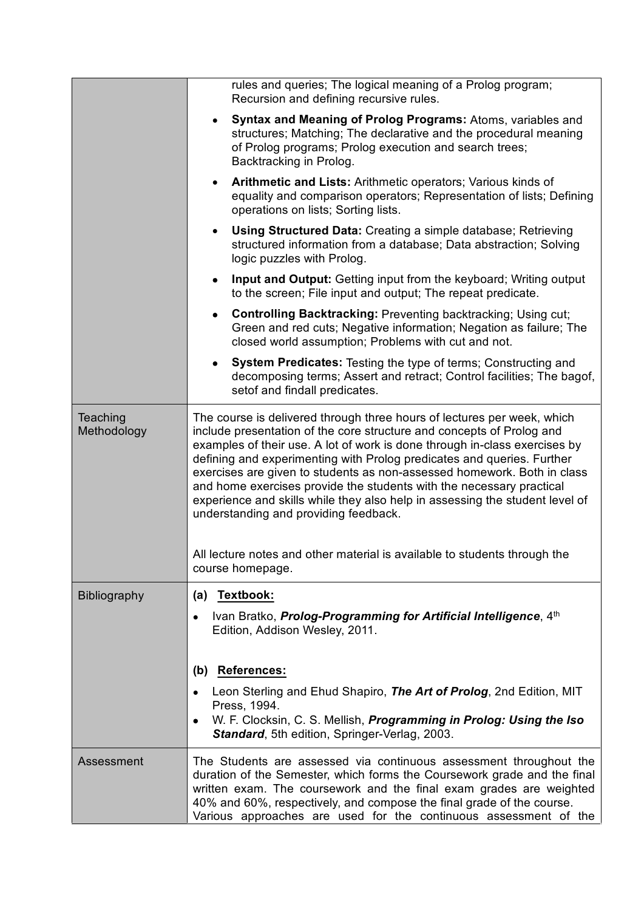| | |
|---|---|
| | rules and queries; The logical meaning of a Prolog program; Recursion and defining recursive rules.<br>• **Syntax and Meaning of Prolog Programs:** Atoms, variables and structures; Matching; The declarative and the procedural meaning of Prolog programs; Prolog execution and search trees; Backtracking in Prolog.<br>• **Arithmetic and Lists:** Arithmetic operators; Various kinds of equality and comparison operators; Representation of lists; Defining operations on lists; Sorting lists.<br>• **Using Structured Data:** Creating a simple database; Retrieving structured information from a database; Data abstraction; Solving logic puzzles with Prolog.<br>• **Input and Output:** Getting input from the keyboard; Writing output to the screen; File input and output; The repeat predicate.<br>• **Controlling Backtracking:** Preventing backtracking; Using cut; Green and red cuts; Negative information; Negation as failure; The closed world assumption; Problems with cut and not.<br>• **System Predicates:** Testing the type of terms; Constructing and decomposing terms; Assert and retract; Control facilities; The bagof, setof and findall predicates. |
| Teaching Methodology | The course is delivered through three hours of lectures per week, which include presentation of the core structure and concepts of Prolog and examples of their use. A lot of work is done through in-class exercises by defining and experimenting with Prolog predicates and queries. Further exercises are given to students as non-assessed homework. Both in class and home exercises provide the students with the necessary practical experience and skills while they also help in assessing the student level of understanding and providing feedback.<br><br>All lecture notes and other material is available to students through the course homepage. |
| Bibliography | **(a) Textbook:**<br>• Ivan Bratko, ***Prolog-Programming for Artificial Intelligence***, 4th Edition, Addison Wesley, 2011.<br><br>**(b) References:**<br>• Leon Sterling and Ehud Shapiro, ***The Art of Prolog***, 2nd Edition, MIT Press, 1994.<br>• W. F. Clocksin, C. S. Mellish, ***Programming in Prolog: Using the Iso Standard***, 5th edition, Springer-Verlag, 2003. |
| Assessment | The Students are assessed via continuous assessment throughout the duration of the Semester, which forms the Coursework grade and the final written exam. The coursework and the final exam grades are weighted 40% and 60%, respectively, and compose the final grade of the course. Various approaches are used for the continuous assessment of the |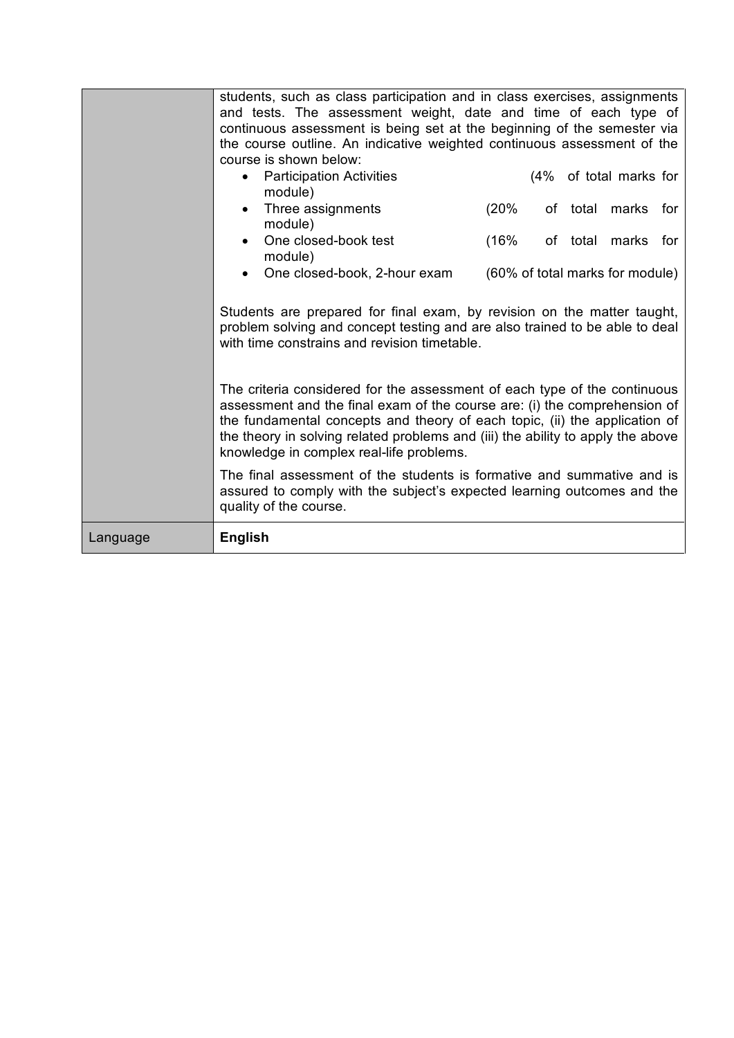| | |
|---|---|
| | students, such as class participation and in class exercises, assignments and tests. The assessment weight, date and time of each type of continuous assessment is being set at the beginning of the semester via the course outline. An indicative weighted continuous assessment of the course is shown below:<br>• Participation Activities (4% of total marks for module)<br>• Three assignments (20% of total marks for module)<br>• One closed-book test (16% of total marks for module)<br>• One closed-book, 2-hour exam (60% of total marks for module)<br><br>Students are prepared for final exam, by revision on the matter taught, problem solving and concept testing and are also trained to be able to deal with time constrains and revision timetable.<br><br>The criteria considered for the assessment of each type of the continuous assessment and the final exam of the course are: (i) the comprehension of the fundamental concepts and theory of each topic, (ii) the application of the theory in solving related problems and (iii) the ability to apply the above knowledge in complex real-life problems.<br><br>The final assessment of the students is formative and summative and is assured to comply with the subject's expected learning outcomes and the quality of the course. |
| Language | **English** |